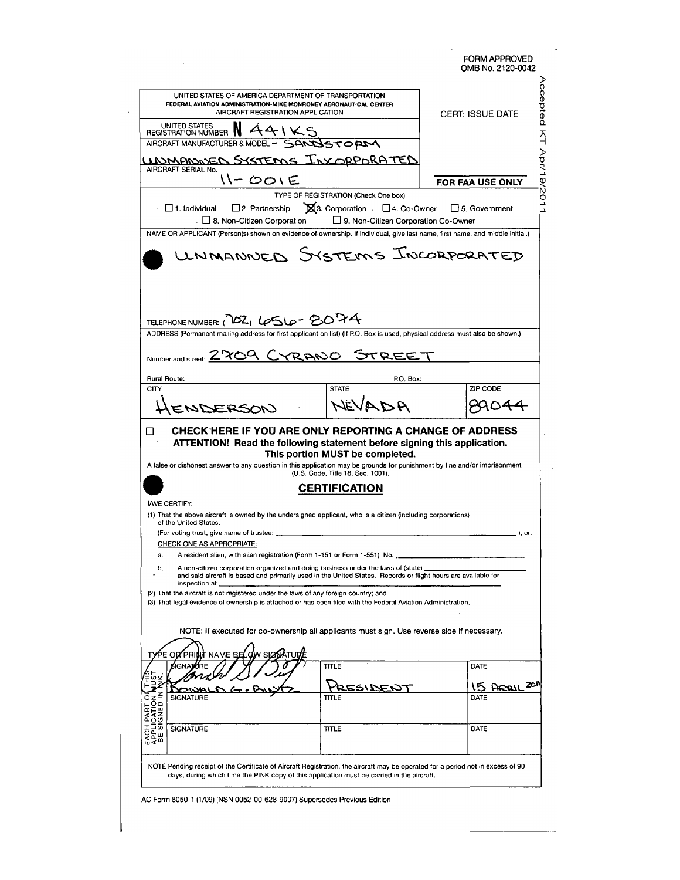FORM APPROVED
OMB No. 2120-0042

Accepted KT Apr/19/2011

UNITED STATES OF AMERICA DEPARTMENT OF TRANSPORTATION
FEDERAL AVIATION ADMINISTRATION-MIKE MONRONEY AERONAUTICAL CENTER
AIRCRAFT REGISTRATION APPLICATION

CERT. ISSUE DATE

UNITED STATES REGISTRATION NUMBER **N** 441KS

AIRCRAFT MANUFACTURER & MODEL - SANDSTORM UNMANNED SYSTEMS INCORPORATED

AIRCRAFT SERIAL No. 11-001E

**FOR FAA USE ONLY**

TYPE OF REGISTRATION (Check One box)

☐ 1. Individual ☐ 2. Partnership ☒ 3. Corporation ☐ 4. Co-Owner ☐ 5. Government
☐ 8. Non-Citizen Corporation ☐ 9. Non-Citizen Corporation Co-Owner

NAME OR APPLICANT (Person(s) shown on evidence of ownership. If individual, give last name, first name, and middle initial.)

UNMANNED SYSTEMS INCORPORATED

TELEPHONE NUMBER: (702) 656-8074

ADDRESS (Permanent mailing address for first applicant on list) (If P.O. Box is used, physical address must also be shown.)

Number and street: 2709 CYRANO STREET

Rural Route: P.O. Box:

| CITY | STATE | ZIP CODE |
|---|---|---|
| HENDERSON | NEVADA | 89044 |

☐ **CHECK HERE IF YOU ARE ONLY REPORTING A CHANGE OF ADDRESS**

**ATTENTION! Read the following statement before signing this application. This portion MUST be completed.**

A false or dishonest answer to any question in this application may be grounds for punishment by fine and/or imprisonment (U.S. Code, Title 18, Sec. 1001).

## CERTIFICATION

I/WE CERTIFY:

(1) That the above aircraft is owned by the undersigned applicant, who is a citizen (including corporations) of the United States.
(For voting trust, give name of trustee: ______________________), or:
CHECK ONE AS APPROPRIATE:
a. A resident alien, with alien registration (Form 1-151 or Form 1-551) No. ______________
b. A non-citizen corporation organized and doing business under the laws of (state) ______________ and said aircraft is based and primarily used in the United States. Records or flight hours are available for inspection at ______________

(2) That the aircraft is not registered under the laws of any foreign country; and
(3) That legal evidence of ownership is attached or has been filed with the Federal Aviation Administration.

NOTE: If executed for co-ownership all applicants must sign. Use reverse side if necessary.

TYPE OR PRINT NAME BELOW SIGNATURE

EACH PART OF THIS APPLICATION MUST BE SIGNED IN INK.

| SIGNATURE | TITLE | DATE |
|---|---|---|
| (signature) DONALD G. BINTZ | PRESIDENT | 15 APRIL 2011 |
| SIGNATURE | TITLE | DATE |
| SIGNATURE | TITLE | DATE |

NOTE Pending receipt of the Certificate of Aircraft Registration, the aircraft may be operated for a period not in excess of 90 days, during which time the PINK copy of this application must be carried in the aircraft.

AC Form 8050-1 (1/09) (NSN 0052-00-628-9007) Supersedes Previous Edition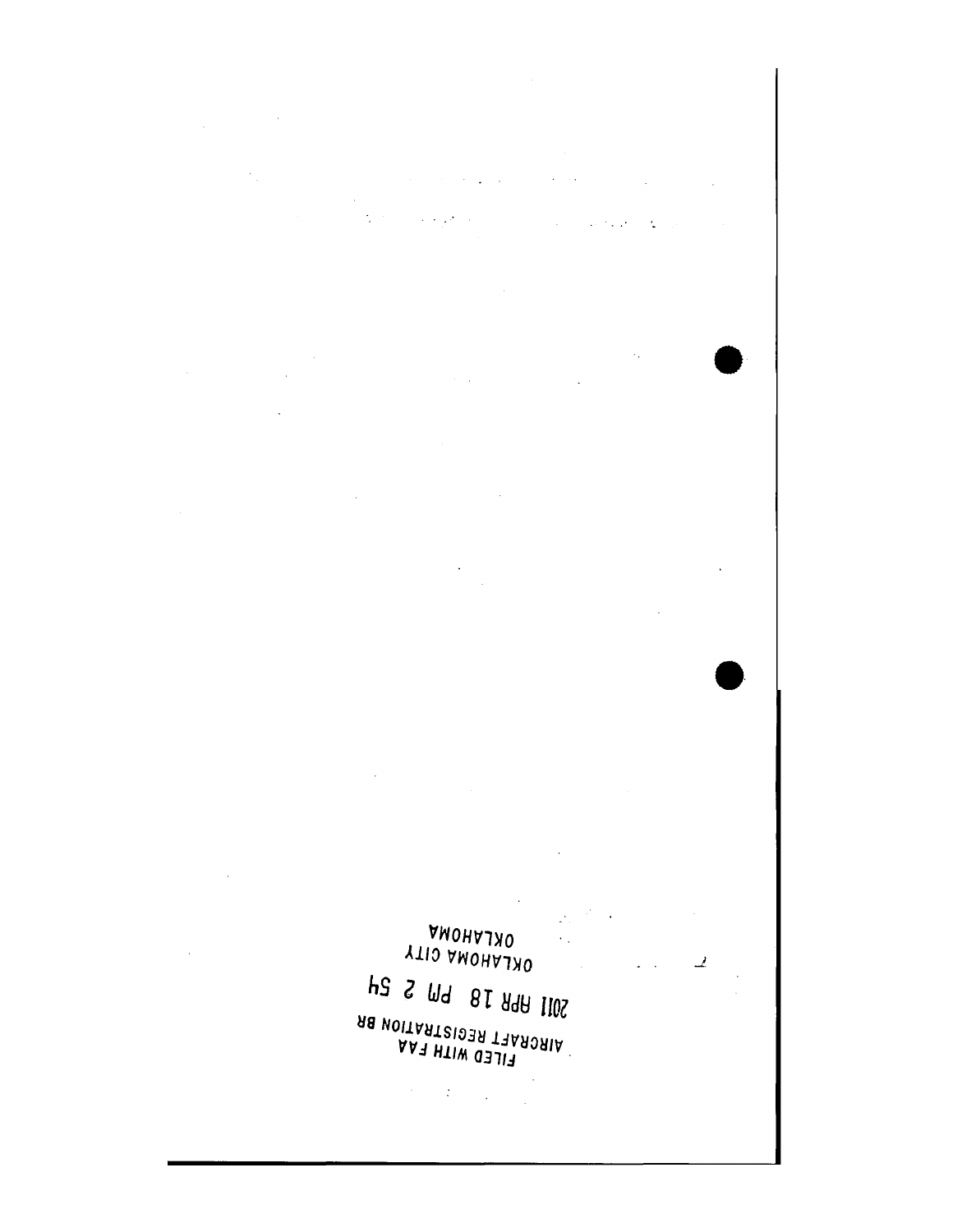FILED WITH FAA
AIRCRAFT REGISTRATION BR

2011 APR 18 PM 2 54

OKLAHOMA CITY
OKLAHOMA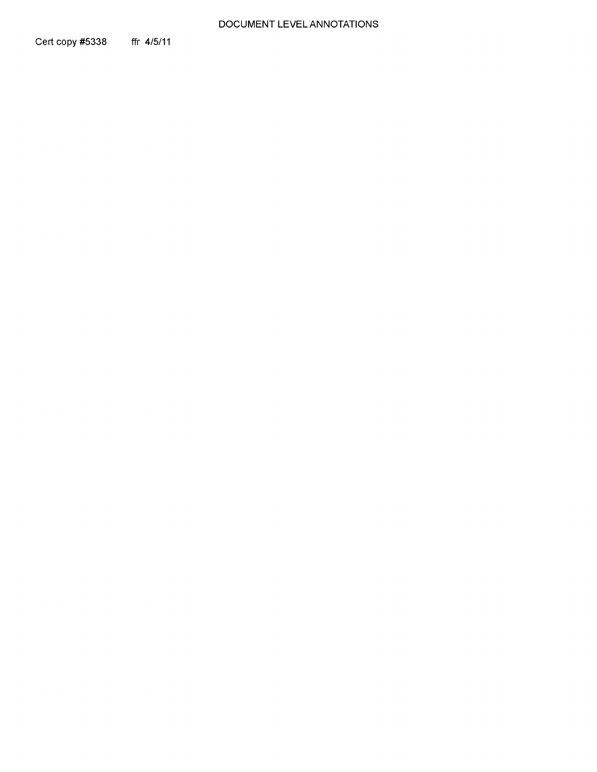DOCUMENT LEVEL ANNOTATIONS

Cert copy #5338 ffr 4/5/11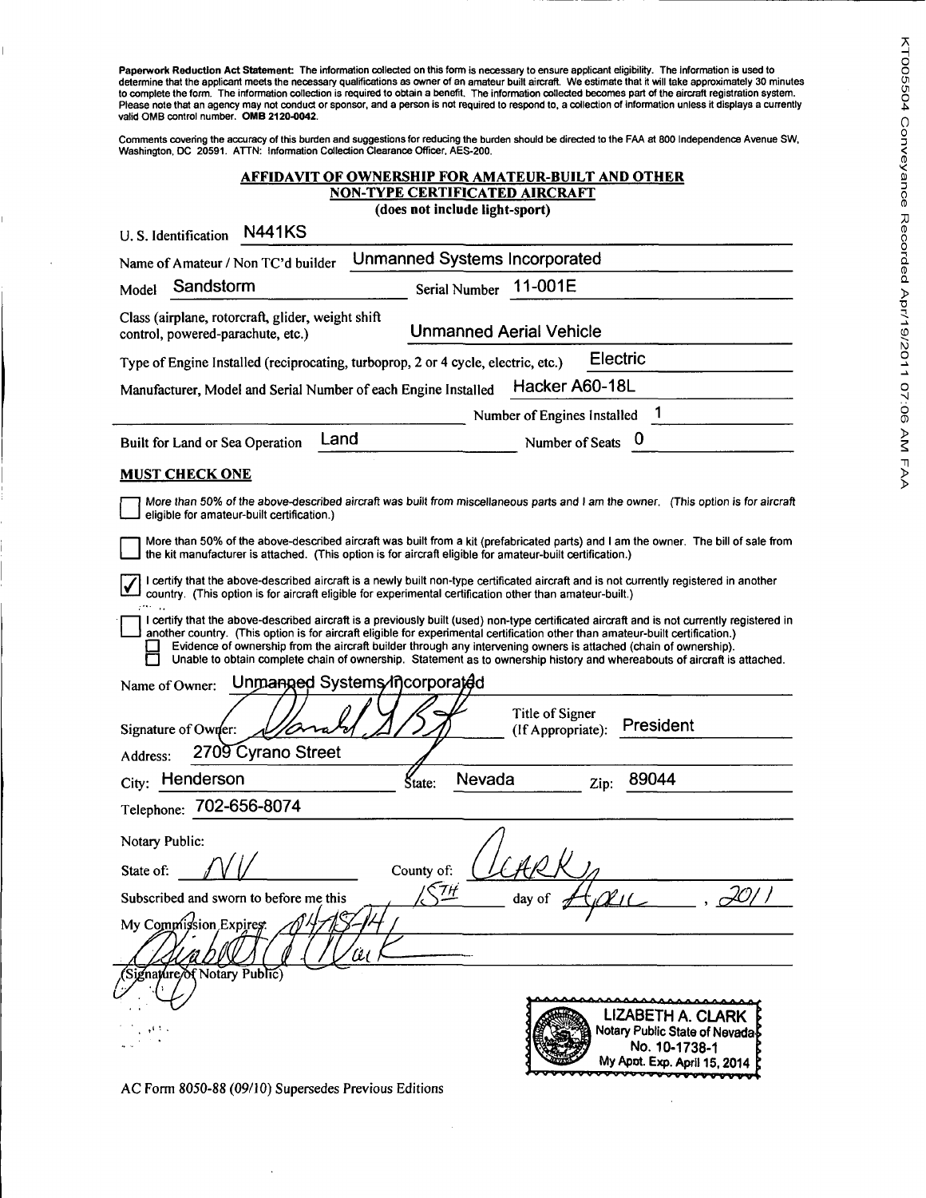**Paperwork Reduction Act Statement:** The information collected on this form is necessary to ensure applicant eligibility. The information is used to determine that the applicant meets the necessary qualifications as owner of an amateur built aircraft. We estimate that it will take approximately 30 minutes to complete the form. The information collection is required to obtain a benefit. The information collected becomes part of the aircraft registration system. Please note that an agency may not conduct or sponsor, and a person is not required to respond to, a collection of information unless it displays a currently valid OMB control number. **OMB 2120-0042.**

Comments covering the accuracy of this burden and suggestions for reducing the burden should be directed to the FAA at 800 Independence Avenue SW, Washington, DC 20591. ATTN: Information Collection Clearance Officer, AES-200.

KT005504 Conveyance Recorded Apr/19/2011 07:06 AM FAA

## AFFIDAVIT OF OWNERSHIP FOR AMATEUR-BUILT AND OTHER NON-TYPE CERTIFICATED AIRCRAFT

**(does not include light-sport)**

U. S. Identification N441KS

Name of Amateur / Non TC'd builder Unmanned Systems Incorporated

Model Sandstorm Serial Number 11-001E

Class (airplane, rotorcraft, glider, weight shift control, powered-parachute, etc.) Unmanned Aerial Vehicle

Type of Engine Installed (reciprocating, turboprop, 2 or 4 cycle, electric, etc.) Electric

Manufacturer, Model and Serial Number of each Engine Installed Hacker A60-18L

Number of Engines Installed 1

Built for Land or Sea Operation Land Number of Seats 0

**MUST CHECK ONE**

☐ *More than 50% of the above-described aircraft was built from miscellaneous parts and I am the owner. (This option is for aircraft eligible for amateur-built certification.)*

☐ More than 50% of the above-described aircraft was built from a kit (prefabricated parts) and I am the owner. The bill of sale from the kit manufacturer is attached. (This option is for aircraft eligible for amateur-built certification.)

☑ I certify that the above-described aircraft is a newly built non-type certificated aircraft and is not currently registered in another country. (This option is for aircraft eligible for experimental certification other than amateur-built.)

☐ I certify that the above-described aircraft is a previously built (used) non-type certificated aircraft and is not currently registered in another country. (This option is for aircraft eligible for experimental certification other than amateur-built certification.)
- ☐ Evidence of ownership from the aircraft builder through any intervening owners is attached (chain of ownership).
- ☐ Unable to obtain complete chain of ownership. Statement as to ownership history and whereabouts of aircraft is attached.

Name of Owner: Unmanned Systems Incorporated

Signature of Owner: [signature] Title of Signer (If Appropriate): President

Address: 2709 Cyrano Street

City: Henderson State: Nevada Zip: 89044

Telephone: 702-656-8074

Notary Public:

State of: NV County of: Clark

Subscribed and sworn to before me this 15TH day of April, 2011

My Commission Expires: 04/15/14

[signature]

(Signature of Notary Public)

LIZABETH A. CLARK
Notary Public State of Nevada
No. 10-1738-1
My Appt. Exp. April 15, 2014

AC Form 8050-88 (09/10) Supersedes Previous Editions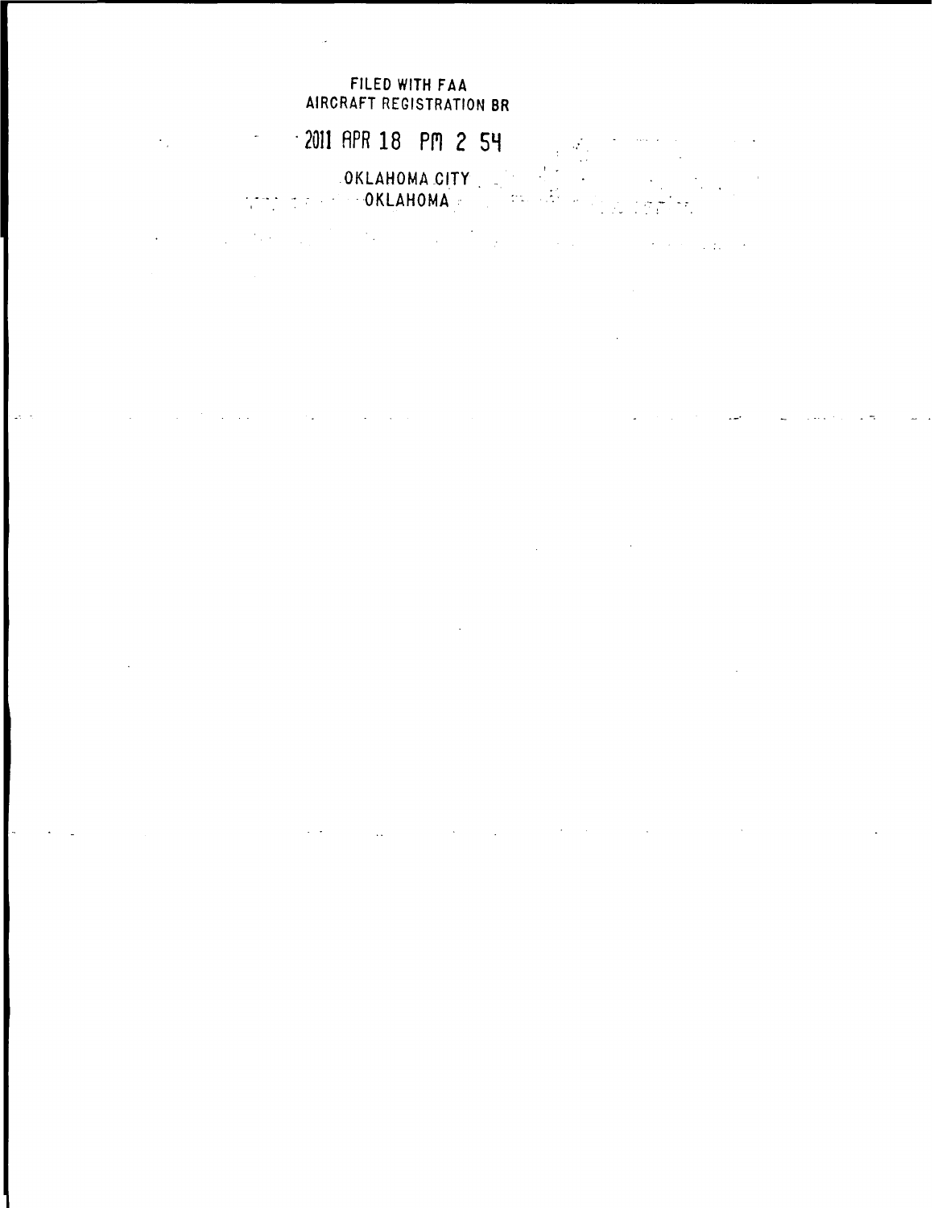FILED WITH FAA
AIRCRAFT REGISTRATION BR

2011 APR 18 PM 2 54

OKLAHOMA CITY
OKLAHOMA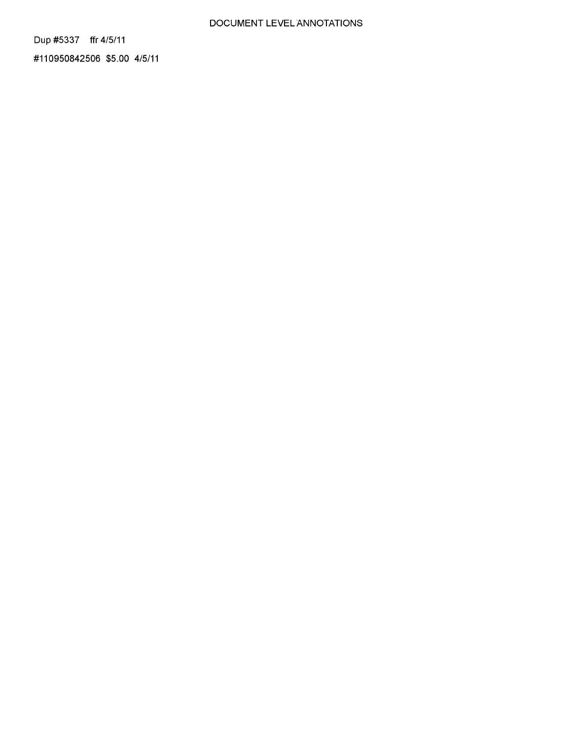# DOCUMENT LEVEL ANNOTATIONS

Dup #5337 ffr 4/5/11

#110950842506 $5.00 4/5/11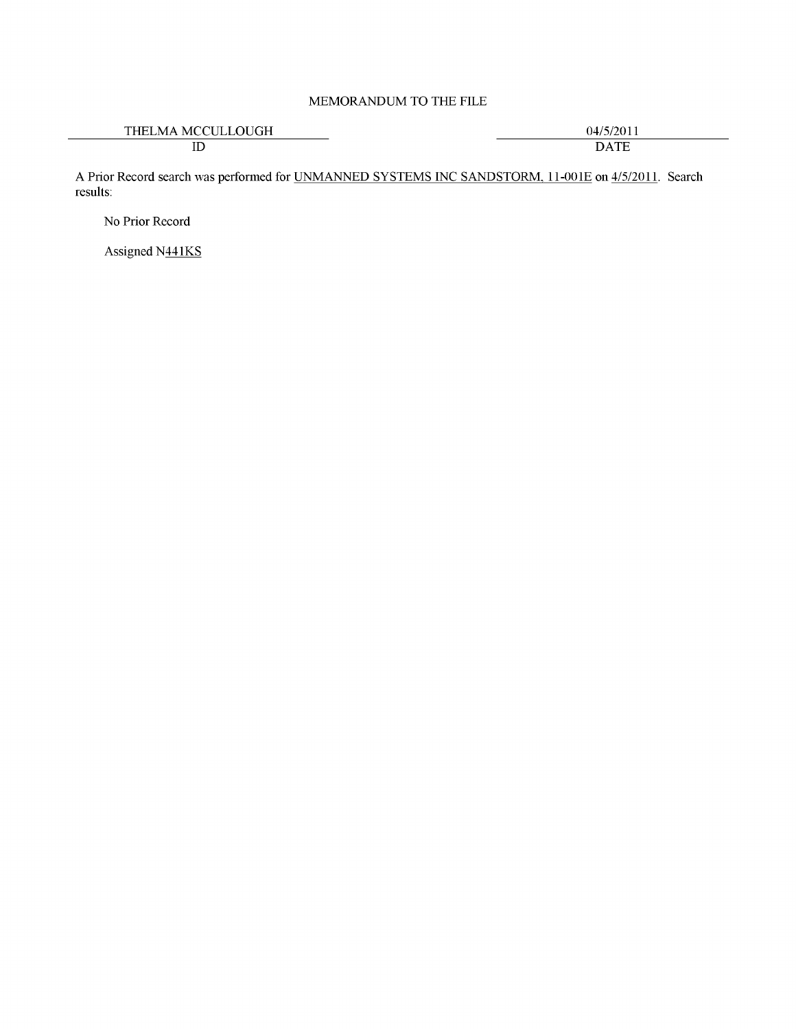# MEMORANDUM TO THE FILE

| | |
|---|---|
| THELMA MCCULLOUGH | 04/5/2011 |
| ID | DATE |

A Prior Record search was performed for UNMANNED SYSTEMS INC SANDSTORM, 11-001E on 4/5/2011. Search results:

No Prior Record

Assigned N441KS